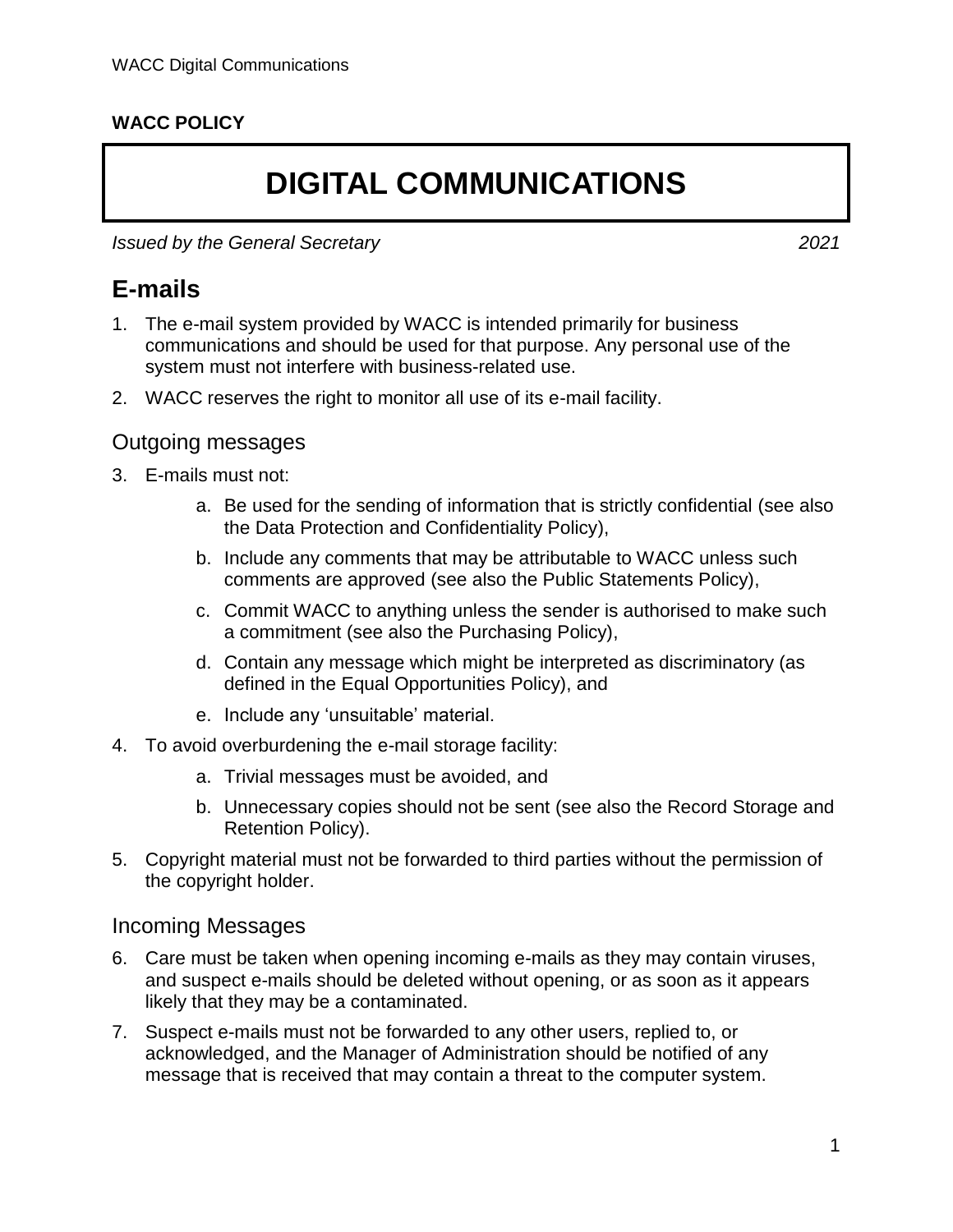**WACC POLICY**

# DIGITAL COMMUNICATIONS

*Issued by the General Secretary* *2021*

## E-mails

1. The e-mail system provided by WACC is intended primarily for business communications and should be used for that purpose. Any personal use of the system must not interfere with business-related use.
2. WACC reserves the right to monitor all use of its e-mail facility.

### Outgoing messages

3. E-mails must not:
   a. Be used for the sending of information that is strictly confidential (see also the Data Protection and Confidentiality Policy),
   b. Include any comments that may be attributable to WACC unless such comments are approved (see also the Public Statements Policy),
   c. Commit WACC to anything unless the sender is authorised to make such a commitment (see also the Purchasing Policy),
   d. Contain any message which might be interpreted as discriminatory (as defined in the Equal Opportunities Policy), and
   e. Include any 'unsuitable' material.
4. To avoid overburdening the e-mail storage facility:
   a. Trivial messages must be avoided, and
   b. Unnecessary copies should not be sent (see also the Record Storage and Retention Policy).
5. Copyright material must not be forwarded to third parties without the permission of the copyright holder.

### Incoming Messages

6. Care must be taken when opening incoming e-mails as they may contain viruses, and suspect e-mails should be deleted without opening, or as soon as it appears likely that they may be a contaminated.
7. Suspect e-mails must not be forwarded to any other users, replied to, or acknowledged, and the Manager of Administration should be notified of any message that is received that may contain a threat to the computer system.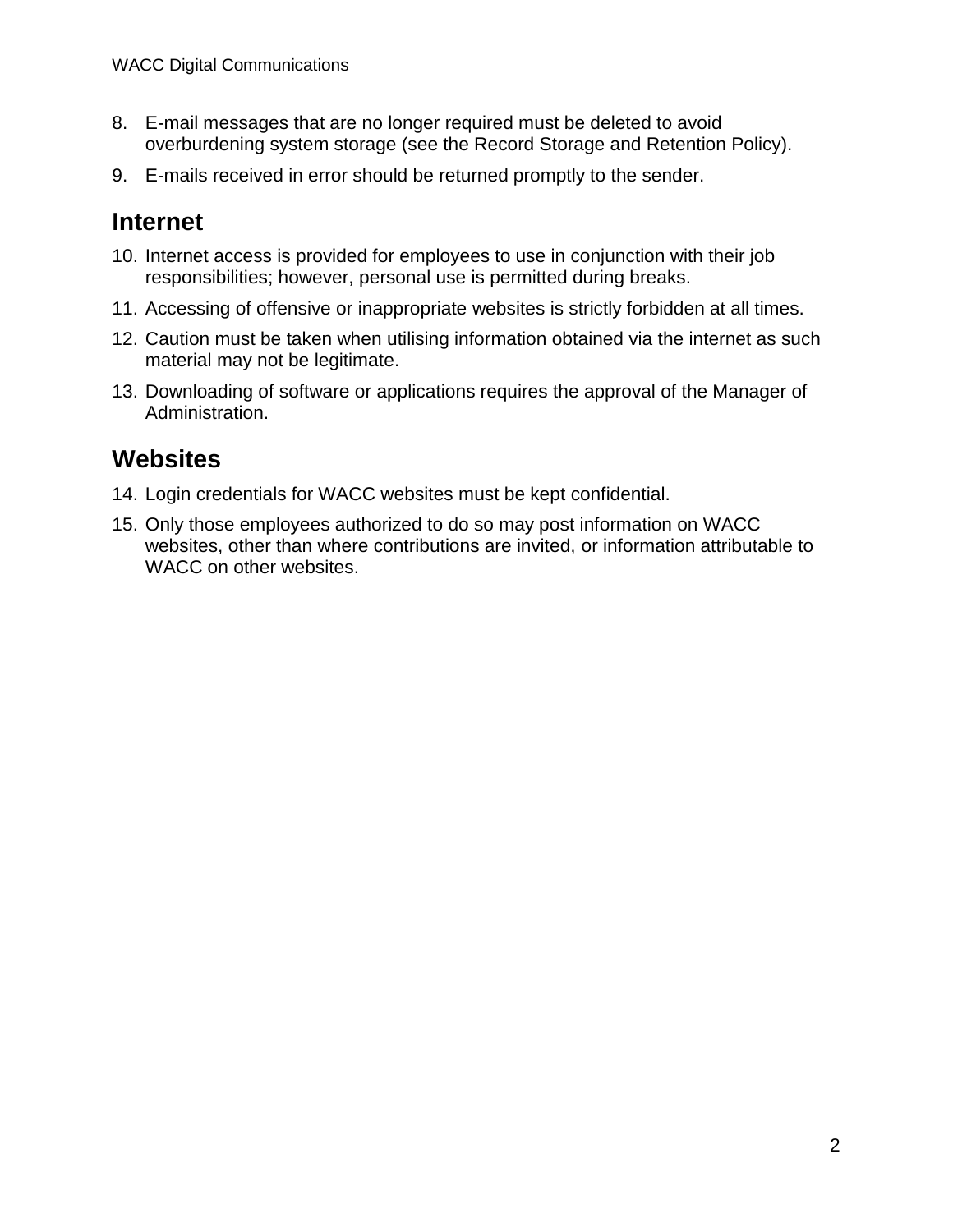8. E-mail messages that are no longer required must be deleted to avoid overburdening system storage (see the Record Storage and Retention Policy).
9. E-mails received in error should be returned promptly to the sender.

## Internet

10. Internet access is provided for employees to use in conjunction with their job responsibilities; however, personal use is permitted during breaks.
11. Accessing of offensive or inappropriate websites is strictly forbidden at all times.
12. Caution must be taken when utilising information obtained via the internet as such material may not be legitimate.
13. Downloading of software or applications requires the approval of the Manager of Administration.

## Websites

14. Login credentials for WACC websites must be kept confidential.
15. Only those employees authorized to do so may post information on WACC websites, other than where contributions are invited, or information attributable to WACC on other websites.